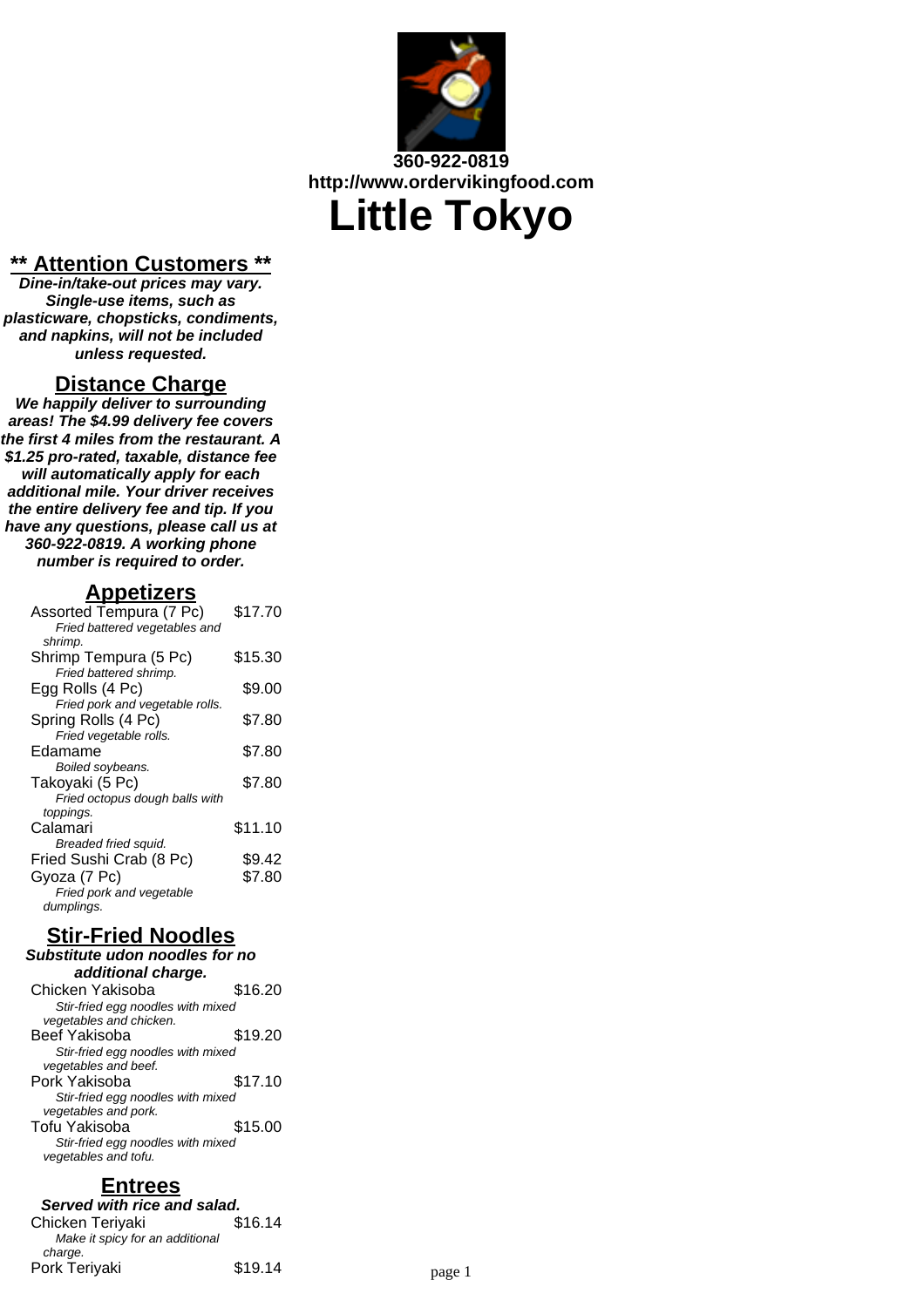360-922-0819
http://www.ordervikingfood.com

# Little Tokyo

## ** Attention Customers **

***Dine-in/take-out prices may vary. Single-use items, such as plasticware, chopsticks, condiments, and napkins, will not be included unless requested.***

## Distance Charge

***We happily deliver to surrounding areas! The $4.99 delivery fee covers the first 4 miles from the restaurant. A $1.25 pro-rated, taxable, distance fee will automatically apply for each additional mile. Your driver receives the entire delivery fee and tip. If you have any questions, please call us at 360-922-0819. A working phone number is required to order.***

## Appetizers

Assorted Tempura (7 Pc) — $17.70
*Fried battered vegetables and shrimp.*

Shrimp Tempura (5 Pc) — $15.30
*Fried battered shrimp.*

Egg Rolls (4 Pc) — $9.00
*Fried pork and vegetable rolls.*

Spring Rolls (4 Pc) — $7.80
*Fried vegetable rolls.*

Edamame — $7.80
*Boiled soybeans.*

Takoyaki (5 Pc) — $7.80
*Fried octopus dough balls with toppings.*

Calamari — $11.10
*Breaded fried squid.*

Fried Sushi Crab (8 Pc) — $9.42

Gyoza (7 Pc) — $7.80
*Fried pork and vegetable dumplings.*

## Stir-Fried Noodles

***Substitute udon noodles for no additional charge.***

Chicken Yakisoba — $16.20
*Stir-fried egg noodles with mixed vegetables and chicken.*

Beef Yakisoba — $19.20
*Stir-fried egg noodles with mixed vegetables and beef.*

Pork Yakisoba — $17.10
*Stir-fried egg noodles with mixed vegetables and pork.*

Tofu Yakisoba — $15.00
*Stir-fried egg noodles with mixed vegetables and tofu.*

## Entrees

***Served with rice and salad.***

Chicken Teriyaki — $16.14
*Make it spicy for an additional charge.*

Pork Teriyaki — $19.14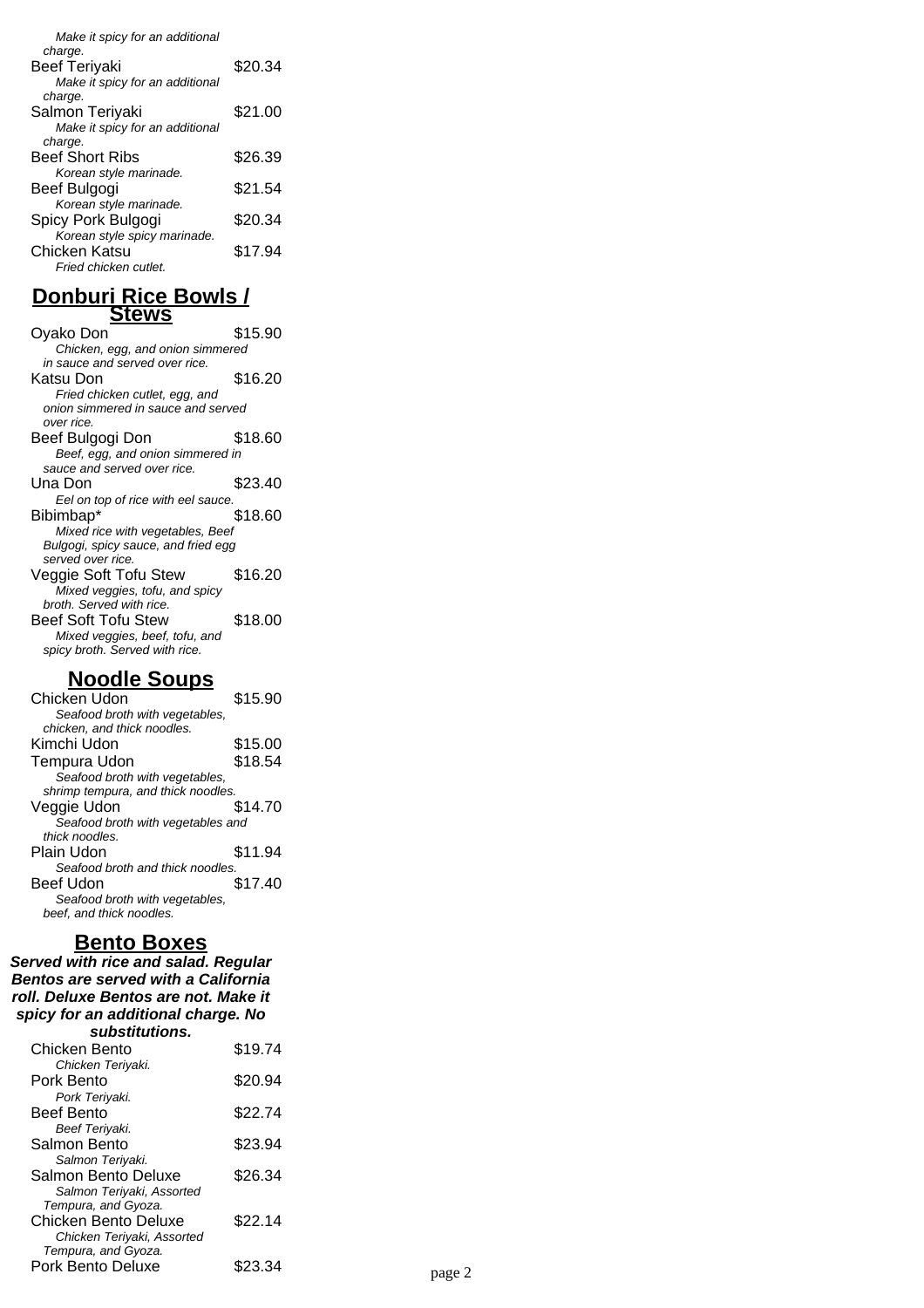*Make it spicy for an additional charge.*

Beef Teriyaki $20.34
*Make it spicy for an additional charge.*

Salmon Teriyaki $21.00
*Make it spicy for an additional charge.*

Beef Short Ribs $26.39
*Korean style marinade.*

Beef Bulgogi $21.54
*Korean style marinade.*

Spicy Pork Bulgogi $20.34
*Korean style spicy marinade.*

Chicken Katsu $17.94
*Fried chicken cutlet.*

## Donburi Rice Bowls / Stews

Oyako Don $15.90
*Chicken, egg, and onion simmered in sauce and served over rice.*

Katsu Don $16.20
*Fried chicken cutlet, egg, and onion simmered in sauce and served over rice.*

Beef Bulgogi Don $18.60
*Beef, egg, and onion simmered in sauce and served over rice.*

Una Don $23.40
*Eel on top of rice with eel sauce.*

Bibimbap* $18.60
*Mixed rice with vegetables, Beef Bulgogi, spicy sauce, and fried egg served over rice.*

Veggie Soft Tofu Stew $16.20
*Mixed veggies, tofu, and spicy broth. Served with rice.*

Beef Soft Tofu Stew $18.00
*Mixed veggies, beef, tofu, and spicy broth. Served with rice.*

## Noodle Soups

Chicken Udon $15.90
*Seafood broth with vegetables, chicken, and thick noodles.*

Kimchi Udon $15.00

Tempura Udon $18.54
*Seafood broth with vegetables, shrimp tempura, and thick noodles.*

Veggie Udon $14.70
*Seafood broth with vegetables and thick noodles.*

Plain Udon $11.94
*Seafood broth and thick noodles.*

Beef Udon $17.40
*Seafood broth with vegetables, beef, and thick noodles.*

## Bento Boxes

***Served with rice and salad. Regular Bentos are served with a California roll. Deluxe Bentos are not. Make it spicy for an additional charge. No substitutions.***

Chicken Bento $19.74
*Chicken Teriyaki.*

Pork Bento $20.94
*Pork Teriyaki.*

Beef Bento $22.74
*Beef Teriyaki.*

Salmon Bento $23.94
*Salmon Teriyaki.*

Salmon Bento Deluxe $26.34
*Salmon Teriyaki, Assorted Tempura, and Gyoza.*

Chicken Bento Deluxe $22.14
*Chicken Teriyaki, Assorted Tempura, and Gyoza.*

Pork Bento Deluxe $23.34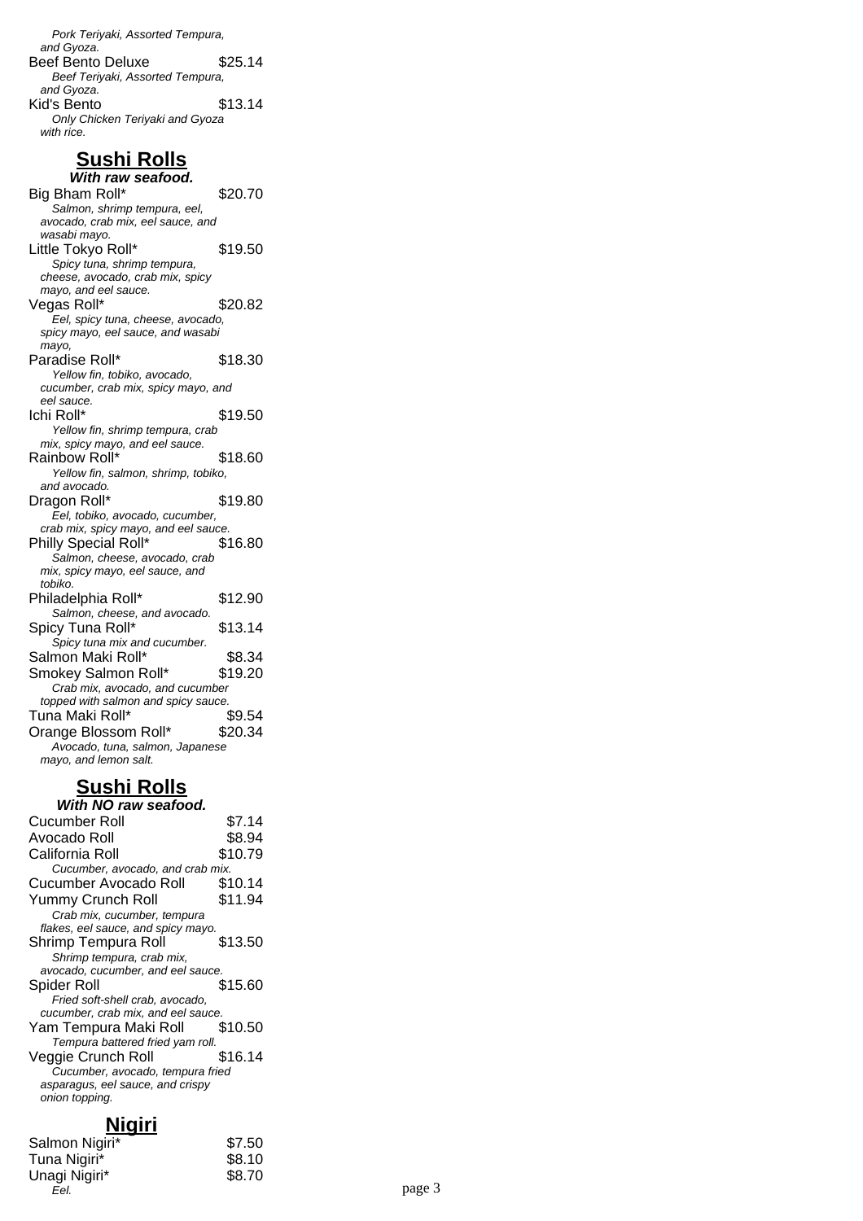*Pork Teriyaki, Assorted Tempura, and Gyoza.*

Beef Bento Deluxe $25.14
*Beef Teriyaki, Assorted Tempura, and Gyoza.*

Kid's Bento $13.14
*Only Chicken Teriyaki and Gyoza with rice.*

## Sushi Rolls

***With raw seafood.***

Big Bham Roll* $20.70
*Salmon, shrimp tempura, eel, avocado, crab mix, eel sauce, and wasabi mayo.*

Little Tokyo Roll* $19.50
*Spicy tuna, shrimp tempura, cheese, avocado, crab mix, spicy mayo, and eel sauce.*

Vegas Roll* $20.82
*Eel, spicy tuna, cheese, avocado, spicy mayo, eel sauce, and wasabi mayo,*

Paradise Roll* $18.30
*Yellow fin, tobiko, avocado, cucumber, crab mix, spicy mayo, and eel sauce.*

Ichi Roll* $19.50
*Yellow fin, shrimp tempura, crab mix, spicy mayo, and eel sauce.*

Rainbow Roll* $18.60
*Yellow fin, salmon, shrimp, tobiko, and avocado.*

Dragon Roll* $19.80
*Eel, tobiko, avocado, cucumber, crab mix, spicy mayo, and eel sauce.*

Philly Special Roll* $16.80
*Salmon, cheese, avocado, crab mix, spicy mayo, eel sauce, and tobiko.*

Philadelphia Roll* $12.90
*Salmon, cheese, and avocado.*

Spicy Tuna Roll* $13.14
*Spicy tuna mix and cucumber.*

Salmon Maki Roll* $8.34

Smokey Salmon Roll* $19.20
*Crab mix, avocado, and cucumber topped with salmon and spicy sauce.*

Tuna Maki Roll* $9.54

Orange Blossom Roll* $20.34
*Avocado, tuna, salmon, Japanese mayo, and lemon salt.*

## Sushi Rolls

***With NO raw seafood.***

Cucumber Roll $7.14

Avocado Roll $8.94

California Roll $10.79
*Cucumber, avocado, and crab mix.*

Cucumber Avocado Roll $10.14

Yummy Crunch Roll $11.94
*Crab mix, cucumber, tempura flakes, eel sauce, and spicy mayo.*

Shrimp Tempura Roll $13.50
*Shrimp tempura, crab mix, avocado, cucumber, and eel sauce.*

Spider Roll $15.60
*Fried soft-shell crab, avocado, cucumber, crab mix, and eel sauce.*

Yam Tempura Maki Roll $10.50
*Tempura battered fried yam roll.*

Veggie Crunch Roll $16.14
*Cucumber, avocado, tempura fried asparagus, eel sauce, and crispy onion topping.*

## Nigiri

Salmon Nigiri* $7.50

Tuna Nigiri* $8.10

Unagi Nigiri* $8.70
*Eel.*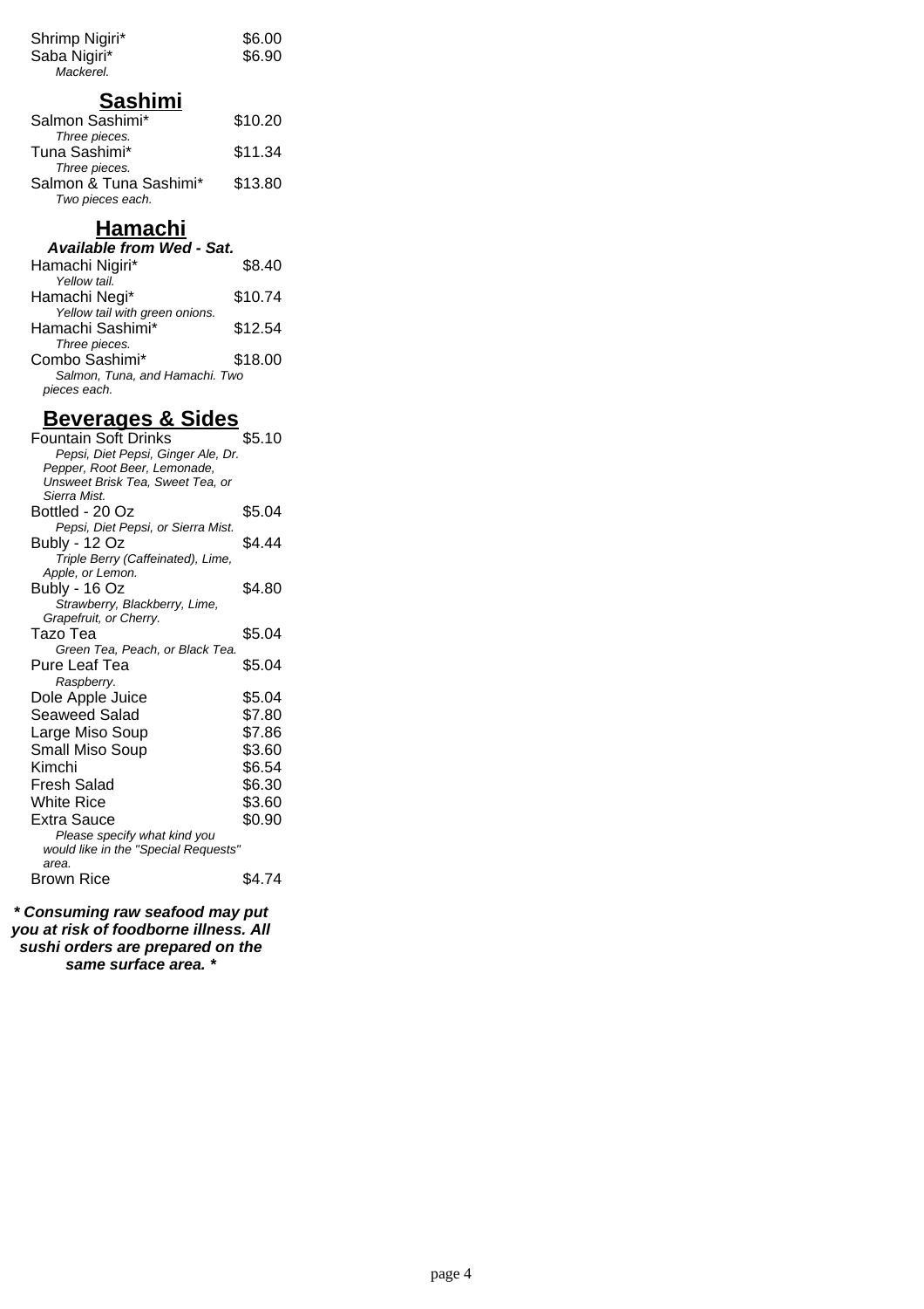| | |
|---|---|
| Shrimp Nigiri* | $6.00 |
| Saba Nigiri* | $6.90 |
| *Mackerel.* | |

## Sashimi

| | |
|---|---|
| Salmon Sashimi* | $10.20 |
| *Three pieces.* | |
| Tuna Sashimi* | $11.34 |
| *Three pieces.* | |
| Salmon & Tuna Sashimi* | $13.80 |
| *Two pieces each.* | |

## Hamachi

***Available from Wed - Sat.***

| | |
|---|---|
| Hamachi Nigiri* | $8.40 |
| *Yellow tail.* | |
| Hamachi Negi* | $10.74 |
| *Yellow tail with green onions.* | |
| Hamachi Sashimi* | $12.54 |
| *Three pieces.* | |
| Combo Sashimi* | $18.00 |
| *Salmon, Tuna, and Hamachi. Two pieces each.* | |

## Beverages & Sides

| | |
|---|---|
| Fountain Soft Drinks | $5.10 |
| *Pepsi, Diet Pepsi, Ginger Ale, Dr. Pepper, Root Beer, Lemonade, Unsweet Brisk Tea, Sweet Tea, or Sierra Mist.* | |
| Bottled - 20 Oz | $5.04 |
| *Pepsi, Diet Pepsi, or Sierra Mist.* | |
| Bubly - 12 Oz | $4.44 |
| *Triple Berry (Caffeinated), Lime, Apple, or Lemon.* | |
| Bubly - 16 Oz | $4.80 |
| *Strawberry, Blackberry, Lime, Grapefruit, or Cherry.* | |
| Tazo Tea | $5.04 |
| *Green Tea, Peach, or Black Tea.* | |
| Pure Leaf Tea | $5.04 |
| *Raspberry.* | |
| Dole Apple Juice | $5.04 |
| Seaweed Salad | $7.80 |
| Large Miso Soup | $7.86 |
| Small Miso Soup | $3.60 |
| Kimchi | $6.54 |
| Fresh Salad | $6.30 |
| White Rice | $3.60 |
| Extra Sauce | $0.90 |
| *Please specify what kind you would like in the "Special Requests" area.* | |
| Brown Rice | $4.74 |

***\* Consuming raw seafood may put you at risk of foodborne illness. All sushi orders are prepared on the same surface area. \****